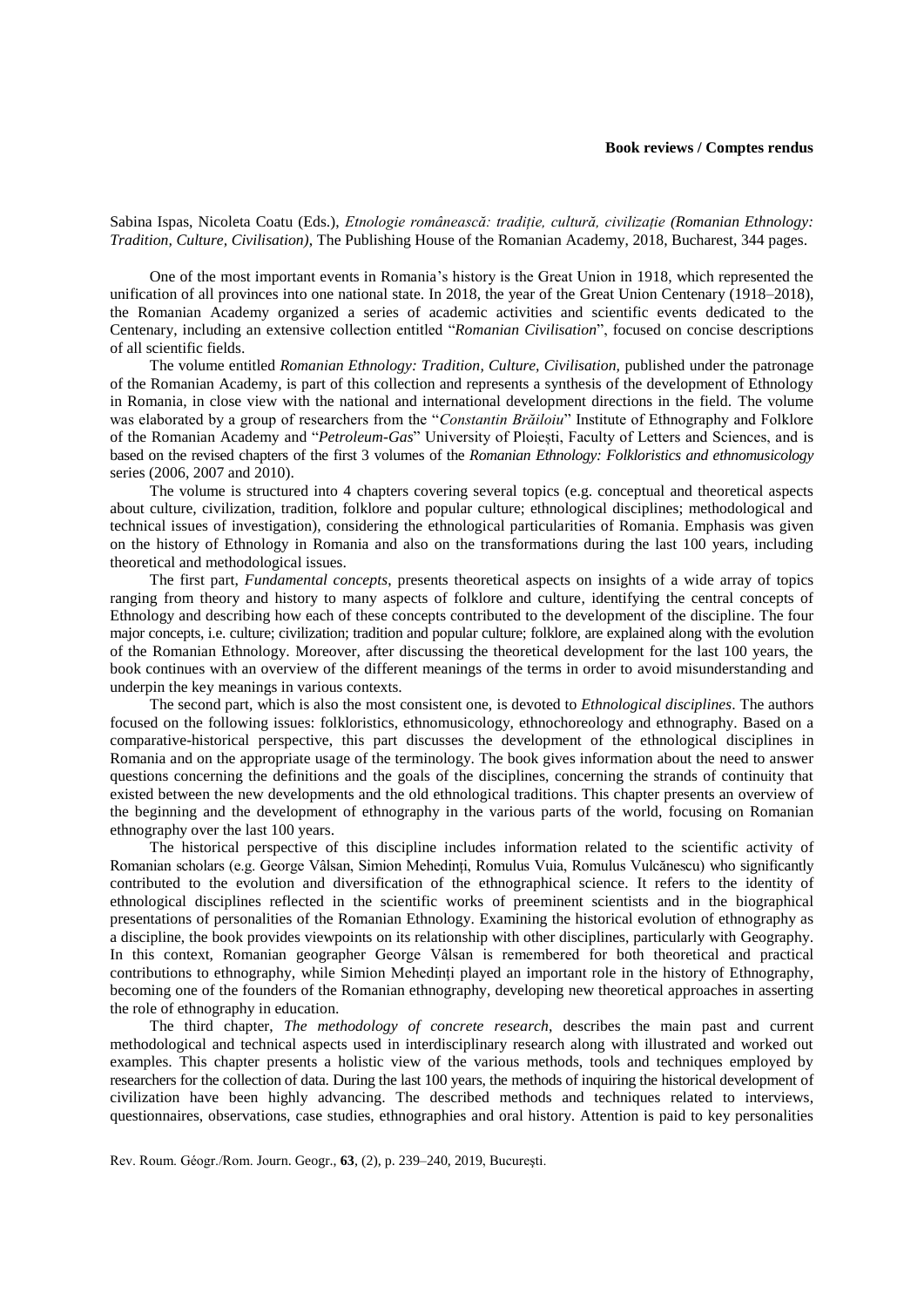**Book reviews / Comptes rendus**

Sabina Ispas, Nicoleta Coatu (Eds.), *Etnologie românească: tradiție, cultură, civilizație (Romanian Ethnology: Tradition, Culture, Civilisation)*, The Publishing House of the Romanian Academy, 2018, Bucharest, 344 pages.

One of the most important events in Romania's history is the Great Union in 1918, which represented the unification of all provinces into one national state. In 2018, the year of the Great Union Centenary (1918–2018), the Romanian Academy organized a series of academic activities and scientific events dedicated to the Centenary, including an extensive collection entitled "*Romanian Civilisation*", focused on concise descriptions of all scientific fields.

The volume entitled *Romanian Ethnology: Tradition, Culture, Civilisation,* published under the patronage of the Romanian Academy, is part of this collection and represents a synthesis of the development of Ethnology in Romania, in close view with the national and international development directions in the field. The volume was elaborated by a group of researchers from the "*Constantin Brăiloiu*" Institute of Ethnography and Folklore of the Romanian Academy and "*Petroleum-Gas*" University of Ploiești, Faculty of Letters and Sciences, and is based on the revised chapters of the first 3 volumes of the *Romanian Ethnology: Folkloristics and ethnomusicology* series (2006, 2007 and 2010).

The volume is structured into 4 chapters covering several topics (e.g. conceptual and theoretical aspects about culture, civilization, tradition, folklore and popular culture; ethnological disciplines; methodological and technical issues of investigation), considering the ethnological particularities of Romania. Emphasis was given on the history of Ethnology in Romania and also on the transformations during the last 100 years, including theoretical and methodological issues.

The first part, *Fundamental concepts*, presents theoretical aspects on insights of a wide array of topics ranging from theory and history to many aspects of folklore and culture, identifying the central concepts of Ethnology and describing how each of these concepts contributed to the development of the discipline. The four major concepts, i.e. culture; civilization; tradition and popular culture; folklore, are explained along with the evolution of the Romanian Ethnology. Moreover, after discussing the theoretical development for the last 100 years, the book continues with an overview of the different meanings of the terms in order to avoid misunderstanding and underpin the key meanings in various contexts.

The second part, which is also the most consistent one, is devoted to *Ethnological disciplines*. The authors focused on the following issues: folkloristics, ethnomusicology, ethnochoreology and ethnography. Based on a comparative-historical perspective, this part discusses the development of the ethnological disciplines in Romania and on the appropriate usage of the terminology. The book gives information about the need to answer questions concerning the definitions and the goals of the disciplines, concerning the strands of continuity that existed between the new developments and the old ethnological traditions. This chapter presents an overview of the beginning and the development of ethnography in the various parts of the world, focusing on Romanian ethnography over the last 100 years.

The historical perspective of this discipline includes information related to the scientific activity of Romanian scholars (e.g. George Vâlsan, Simion Mehedinți, Romulus Vuia, Romulus Vulcănescu) who significantly contributed to the evolution and diversification of the ethnographical science. It refers to the identity of ethnological disciplines reflected in the scientific works of preeminent scientists and in the biographical presentations of personalities of the Romanian Ethnology. Examining the historical evolution of ethnography as a discipline, the book provides viewpoints on its relationship with other disciplines, particularly with Geography. In this context, Romanian geographer George Vâlsan is remembered for both theoretical and practical contributions to ethnography, while Simion Mehedinți played an important role in the history of Ethnography, becoming one of the founders of the Romanian ethnography, developing new theoretical approaches in asserting the role of ethnography in education.

The third chapter, *The methodology of concrete research*, describes the main past and current methodological and technical aspects used in interdisciplinary research along with illustrated and worked out examples. This chapter presents a holistic view of the various methods, tools and techniques employed by researchers for the collection of data. During the last 100 years, the methods of inquiring the historical development of civilization have been highly advancing. The described methods and techniques related to interviews, questionnaires, observations, case studies, ethnographies and oral history. Attention is paid to key personalities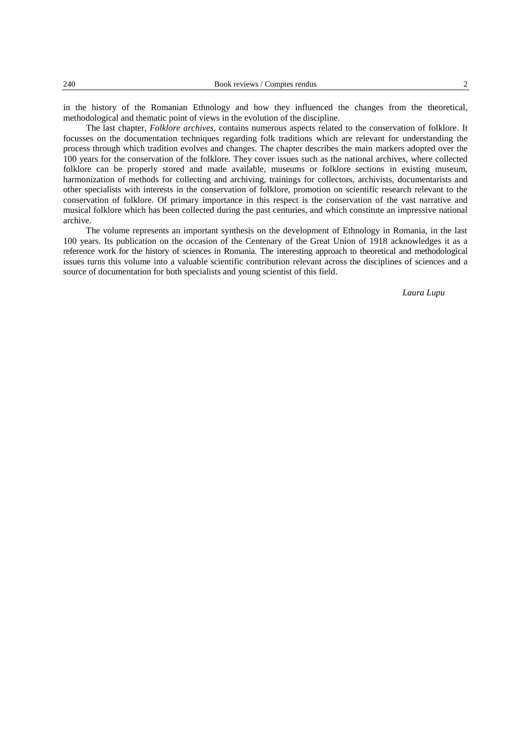in the history of the Romanian Ethnology and how they influenced the changes from the theoretical, methodological and thematic point of views in the evolution of the discipline.

The last chapter, *Folklore archives*, contains numerous aspects related to the conservation of folklore. It focusses on the documentation techniques regarding folk traditions which are relevant for understanding the process through which tradition evolves and changes. The chapter describes the main markers adopted over the 100 years for the conservation of the folklore. They cover issues such as the national archives, where collected folklore can be properly stored and made available, museums or folklore sections in existing museum, harmonization of methods for collecting and archiving, trainings for collectors, archivists, documentarists and other specialists with interests in the conservation of folklore, promotion on scientific research relevant to the conservation of folklore. Of primary importance in this respect is the conservation of the vast narrative and musical folklore which has been collected during the past centuries, and which constitute an impressive national archive.

The volume represents an important synthesis on the development of Ethnology in Romania, in the last 100 years. Its publication on the occasion of the Centenary of the Great Union of 1918 acknowledges it as a reference work for the history of sciences in Romania. The interesting approach to theoretical and methodological issues turns this volume into a valuable scientific contribution relevant across the disciplines of sciences and a source of documentation for both specialists and young scientist of this field.

*Laura Lupu*